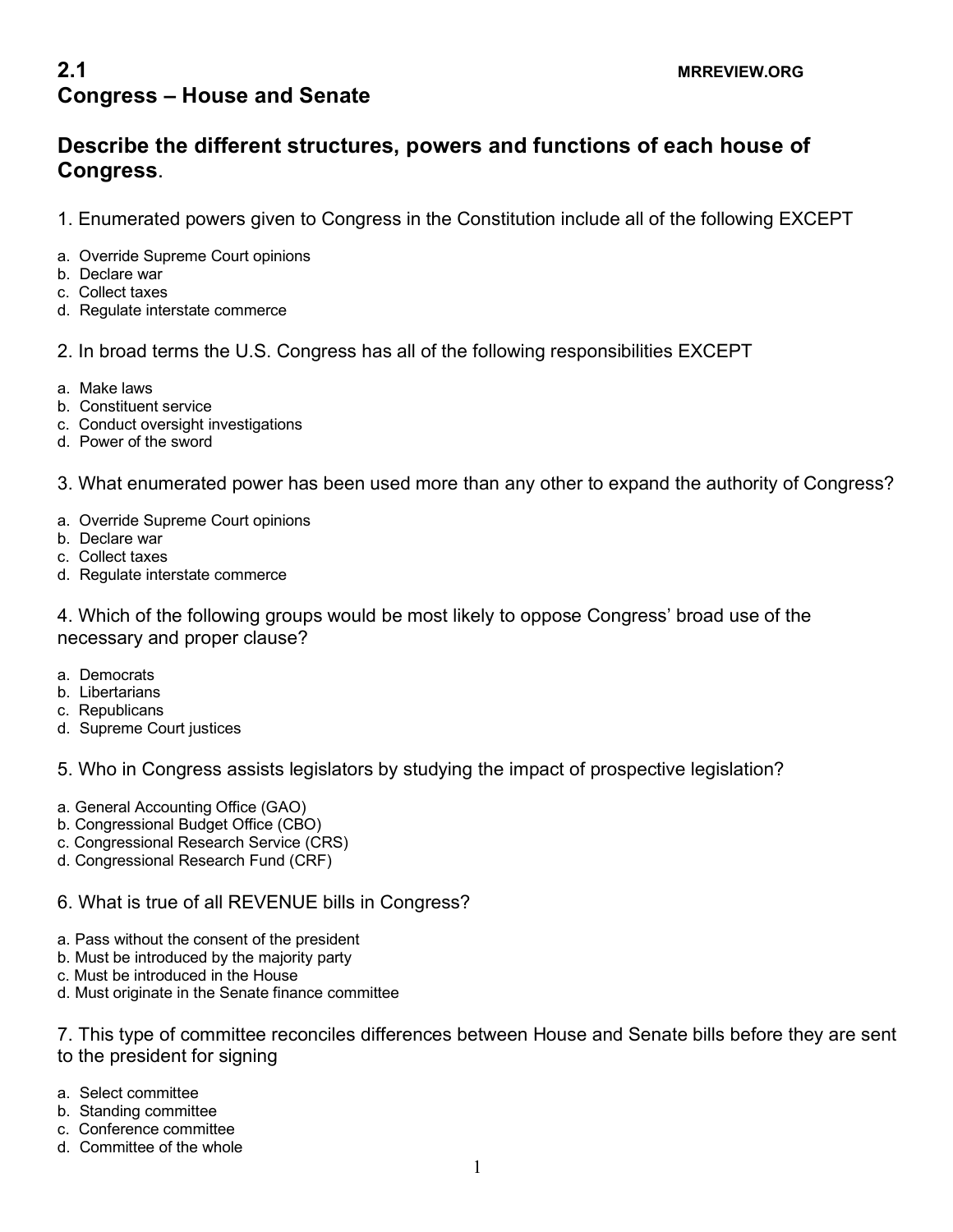# 2.1

MRREVIEW.ORG

# Congress – House and Senate

## Describe the different structures, powers and functions of each house of Congress.

1. Enumerated powers given to Congress in the Constitution include all of the following EXCEPT

a. Override Supreme Court opinions
b. Declare war
c. Collect taxes
d. Regulate interstate commerce

2. In broad terms the U.S. Congress has all of the following responsibilities EXCEPT

a. Make laws
b. Constituent service
c. Conduct oversight investigations
d. Power of the sword

3. What enumerated power has been used more than any other to expand the authority of Congress?

a. Override Supreme Court opinions
b. Declare war
c. Collect taxes
d. Regulate interstate commerce

4. Which of the following groups would be most likely to oppose Congress' broad use of the necessary and proper clause?

a. Democrats
b. Libertarians
c. Republicans
d. Supreme Court justices

5. Who in Congress assists legislators by studying the impact of prospective legislation?

a. General Accounting Office (GAO)
b. Congressional Budget Office (CBO)
c. Congressional Research Service (CRS)
d. Congressional Research Fund (CRF)

6. What is true of all REVENUE bills in Congress?

a. Pass without the consent of the president
b. Must be introduced by the majority party
c. Must be introduced in the House
d. Must originate in the Senate finance committee

7. This type of committee reconciles differences between House and Senate bills before they are sent to the president for signing

a. Select committee
b. Standing committee
c. Conference committee
d. Committee of the whole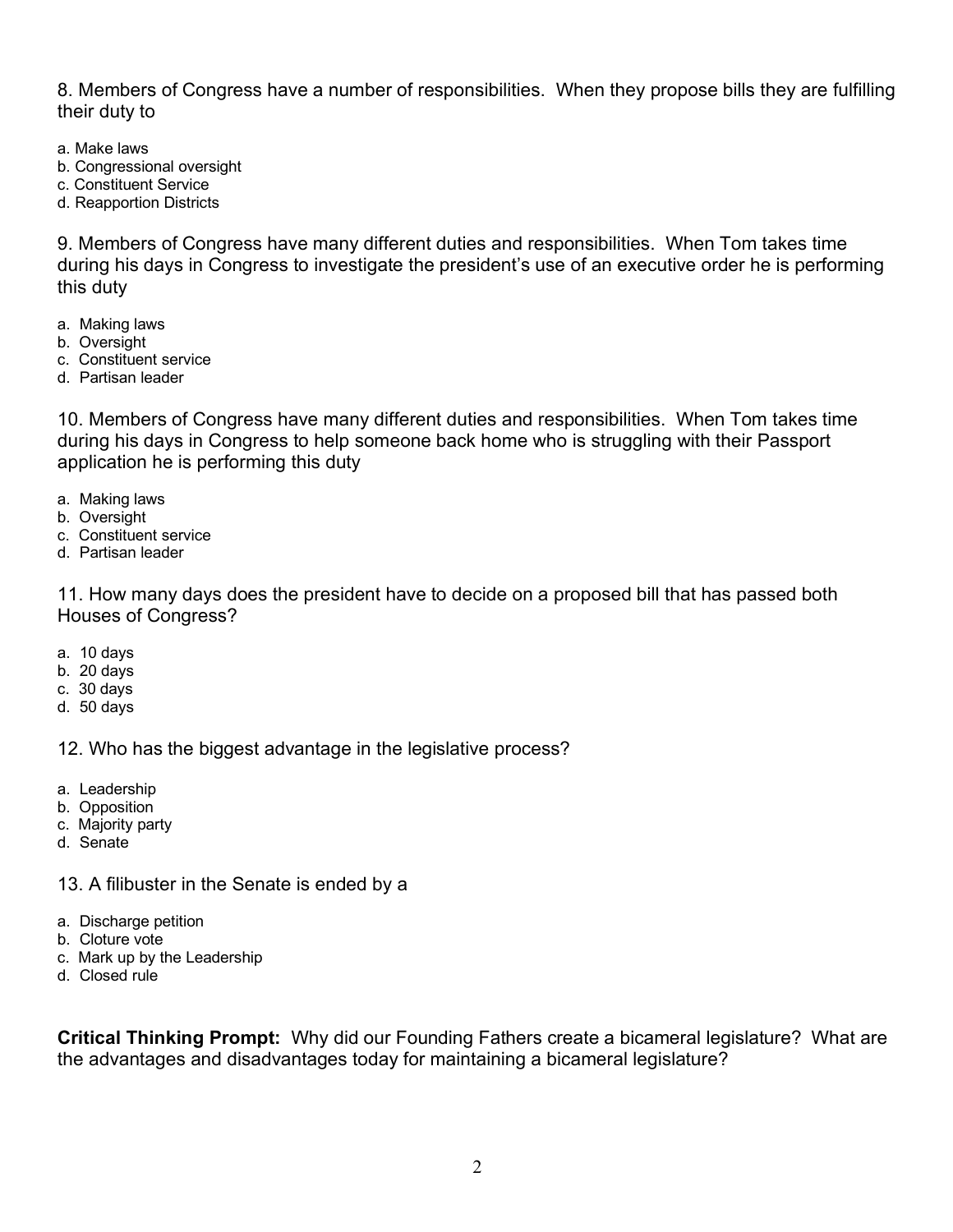8. Members of Congress have a number of responsibilities. When they propose bills they are fulfilling their duty to

a. Make laws
b. Congressional oversight
c. Constituent Service
d. Reapportion Districts

9. Members of Congress have many different duties and responsibilities. When Tom takes time during his days in Congress to investigate the president's use of an executive order he is performing this duty

a. Making laws
b. Oversight
c. Constituent service
d. Partisan leader

10. Members of Congress have many different duties and responsibilities. When Tom takes time during his days in Congress to help someone back home who is struggling with their Passport application he is performing this duty

a. Making laws
b. Oversight
c. Constituent service
d. Partisan leader

11. How many days does the president have to decide on a proposed bill that has passed both Houses of Congress?

a. 10 days
b. 20 days
c. 30 days
d. 50 days

12. Who has the biggest advantage in the legislative process?

a. Leadership
b. Opposition
c. Majority party
d. Senate

13. A filibuster in the Senate is ended by a

a. Discharge petition
b. Cloture vote
c. Mark up by the Leadership
d. Closed rule

**Critical Thinking Prompt:** Why did our Founding Fathers create a bicameral legislature? What are the advantages and disadvantages today for maintaining a bicameral legislature?